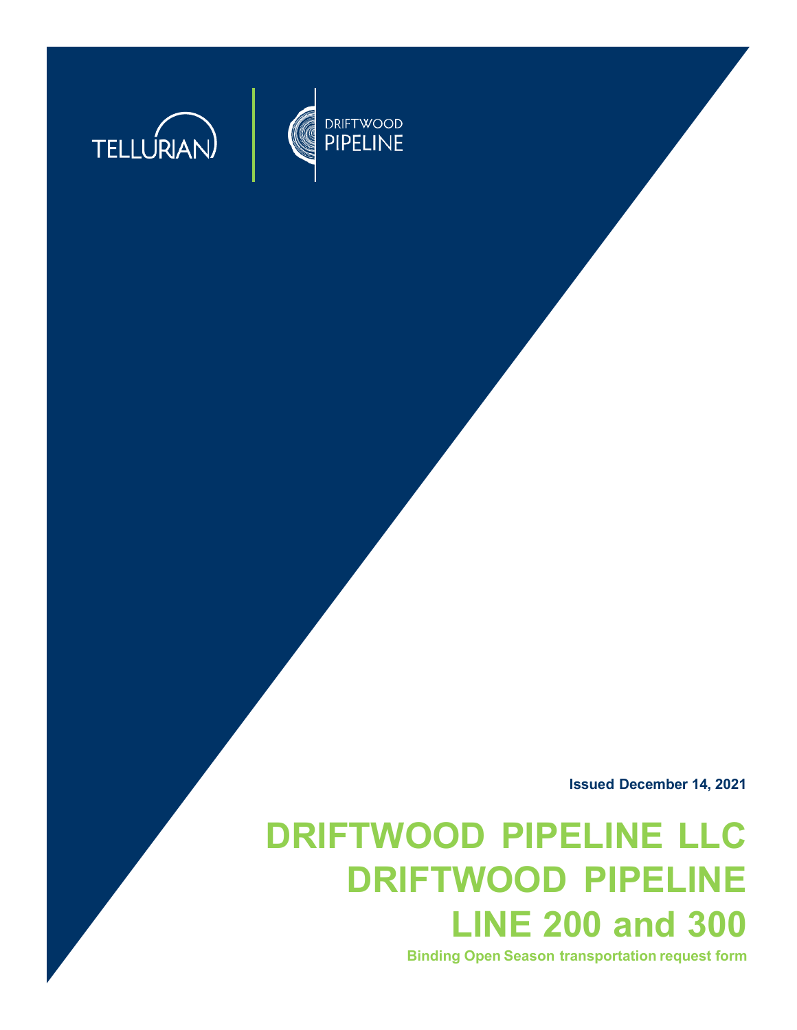TELLURIAN

DRIFTWOOD PIPELINE

Issued December 14, 2021

# DRIFTWOOD PIPELINE LLC
# DRIFTWOOD PIPELINE
# LINE 200 and 300

**Binding Open Season transportation request form**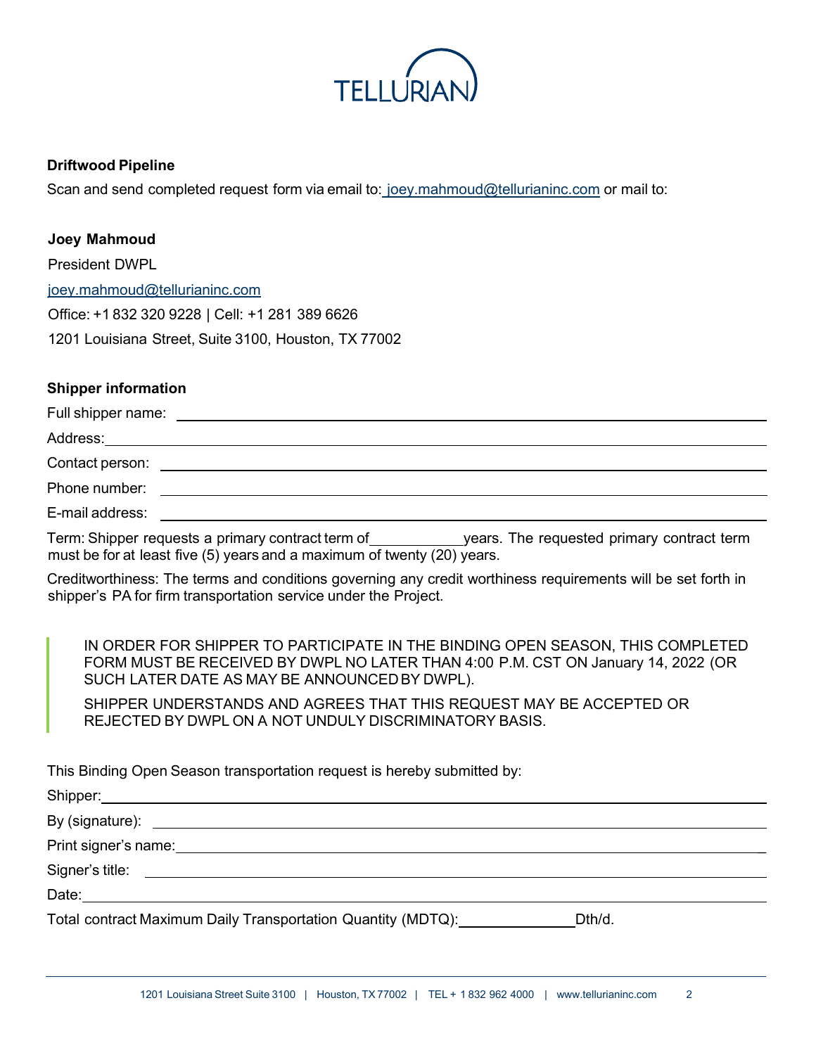TELLURIAN

**Driftwood Pipeline**

Scan and send completed request form via email to: joey.mahmoud@tellurianinc.com or mail to:

**Joey Mahmoud**

President DWPL

joey.mahmoud@tellurianinc.com

Office: +1 832 320 9228 | Cell: +1 281 389 6626

1201 Louisiana Street, Suite 3100, Houston, TX 77002

**Shipper information**

Full shipper name: ______________________________

Address: ______________________________

Contact person: ______________________________

Phone number: ______________________________

E-mail address: ______________________________

Term: Shipper requests a primary contract term of __________ years. The requested primary contract term must be for at least five (5) years and a maximum of twenty (20) years.

Creditworthiness: The terms and conditions governing any credit worthiness requirements will be set forth in shipper's PA for firm transportation service under the Project.

> IN ORDER FOR SHIPPER TO PARTICIPATE IN THE BINDING OPEN SEASON, THIS COMPLETED FORM MUST BE RECEIVED BY DWPL NO LATER THAN 4:00 P.M. CST ON January 14, 2022 (OR SUCH LATER DATE AS MAY BE ANNOUNCED BY DWPL).
>
> SHIPPER UNDERSTANDS AND AGREES THAT THIS REQUEST MAY BE ACCEPTED OR REJECTED BY DWPL ON A NOT UNDULY DISCRIMINATORY BASIS.

This Binding Open Season transportation request is hereby submitted by:

Shipper: ______________________________

By (signature): ______________________________

Print signer's name: ______________________________

Signer's title: ______________________________

Date: ______________________________

Total contract Maximum Daily Transportation Quantity (MDTQ): __________ Dth/d.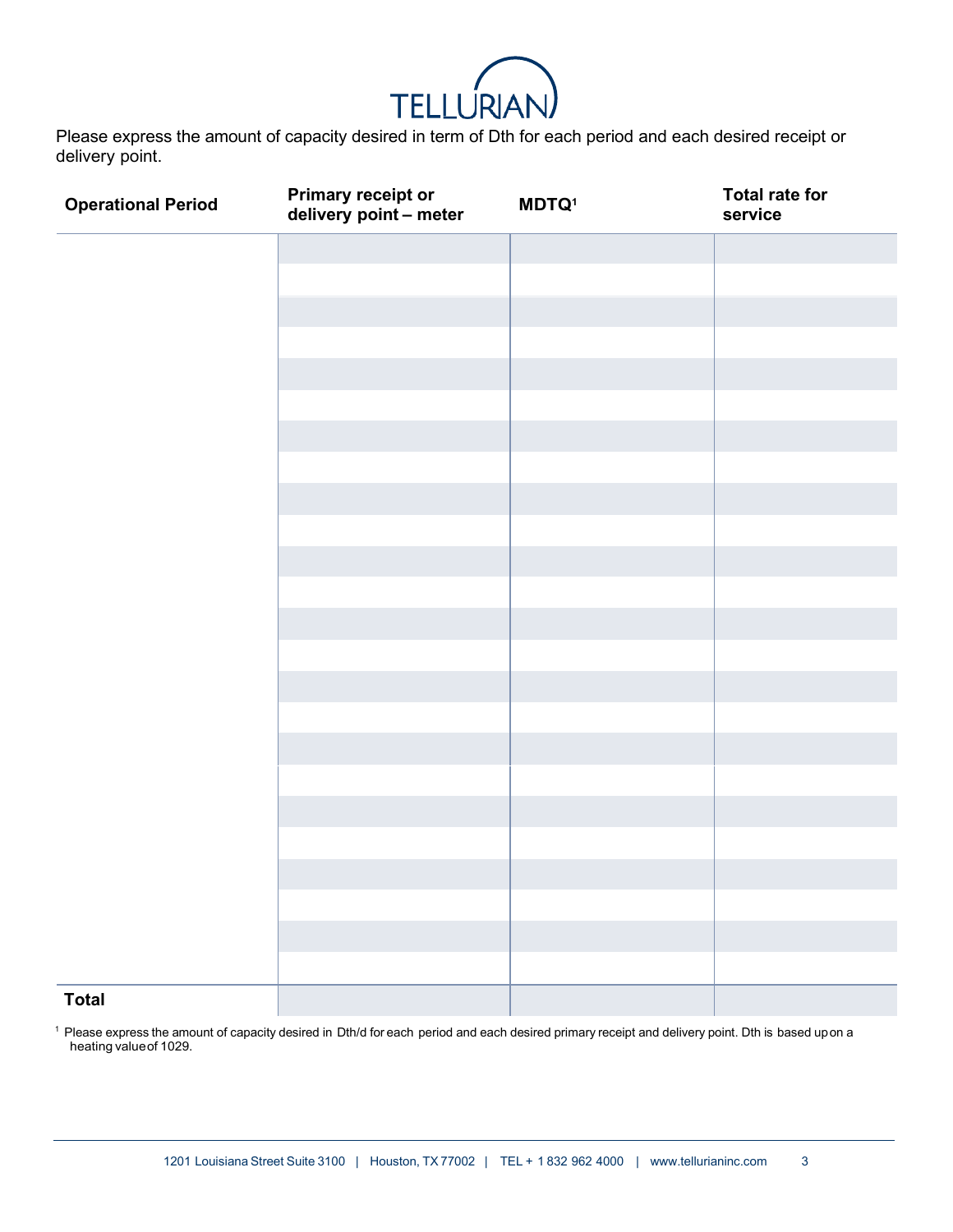Please express the amount of capacity desired in term of Dth for each period and each desired receipt or delivery point.

| Operational Period | Primary receipt or delivery point – meter | MDTQ[1] | Total rate for service |
|---|---|---|---|
| | | | |
| | | | |
| | | | |
| | | | |
| | | | |
| | | | |
| | | | |
| | | | |
| | | | |
| | | | |
| | | | |
| | | | |
| | | | |
| | | | |
| | | | |
| | | | |
| | | | |
| | | | |
| | | | |
| | | | |
| | | | |
| | | | |
| | | | |
| | | | |
| **Total** | | | |

[1] Please express the amount of capacity desired in Dth/d for each period and each desired primary receipt and delivery point. Dth is based upon a heating value of 1029.

1201 Louisiana Street Suite 3100 | Houston, TX 77002 | TEL + 1 832 962 4000 | www.tellurianinc.com